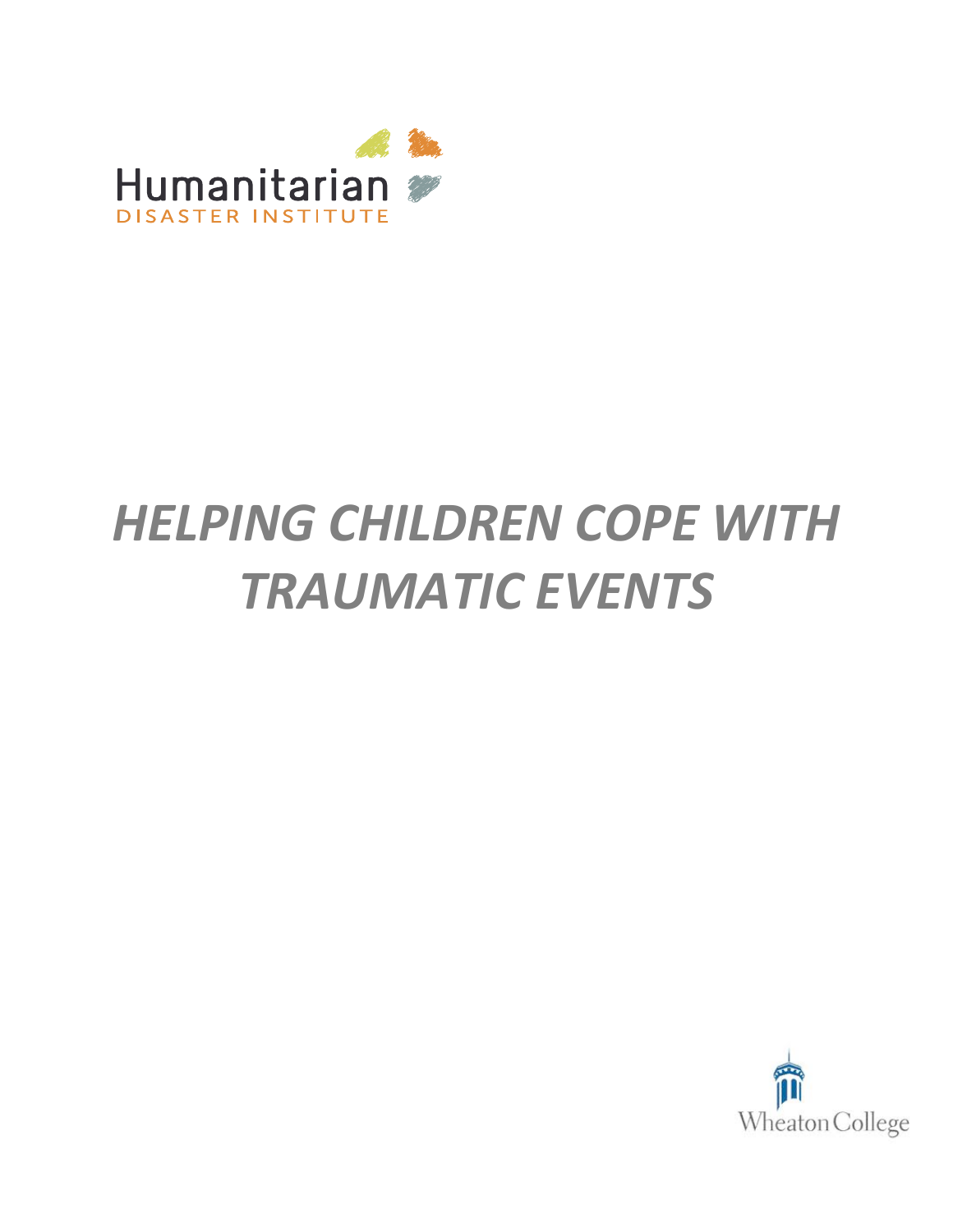Humanitarian
DISASTER INSTITUTE

# *HELPING CHILDREN COPE WITH TRAUMATIC EVENTS*

Wheaton College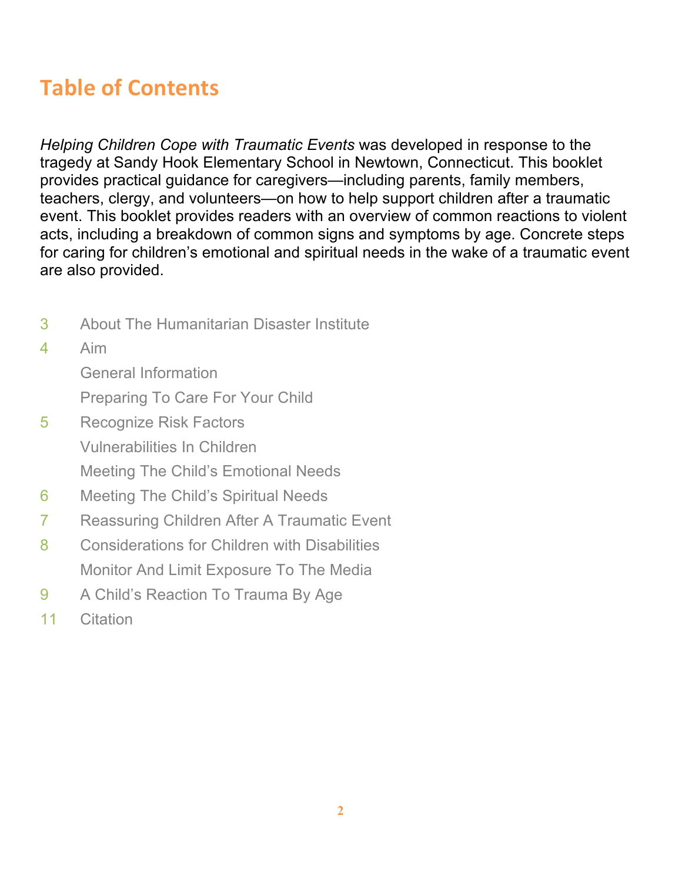# Table of Contents

*Helping Children Cope with Traumatic Events* was developed in response to the tragedy at Sandy Hook Elementary School in Newtown, Connecticut. This booklet provides practical guidance for caregivers—including parents, family members, teachers, clergy, and volunteers—on how to help support children after a traumatic event. This booklet provides readers with an overview of common reactions to violent acts, including a breakdown of common signs and symptoms by age. Concrete steps for caring for children's emotional and spiritual needs in the wake of a traumatic event are also provided.

| | |
|---|---|
| 3 | About The Humanitarian Disaster Institute |
| 4 | Aim |
| | General Information |
| | Preparing To Care For Your Child |
| 5 | Recognize Risk Factors |
| | Vulnerabilities In Children |
| | Meeting The Child's Emotional Needs |
| 6 | Meeting The Child's Spiritual Needs |
| 7 | Reassuring Children After A Traumatic Event |
| 8 | Considerations for Children with Disabilities |
| | Monitor And Limit Exposure To The Media |
| 9 | A Child's Reaction To Trauma By Age |
| 11 | Citation |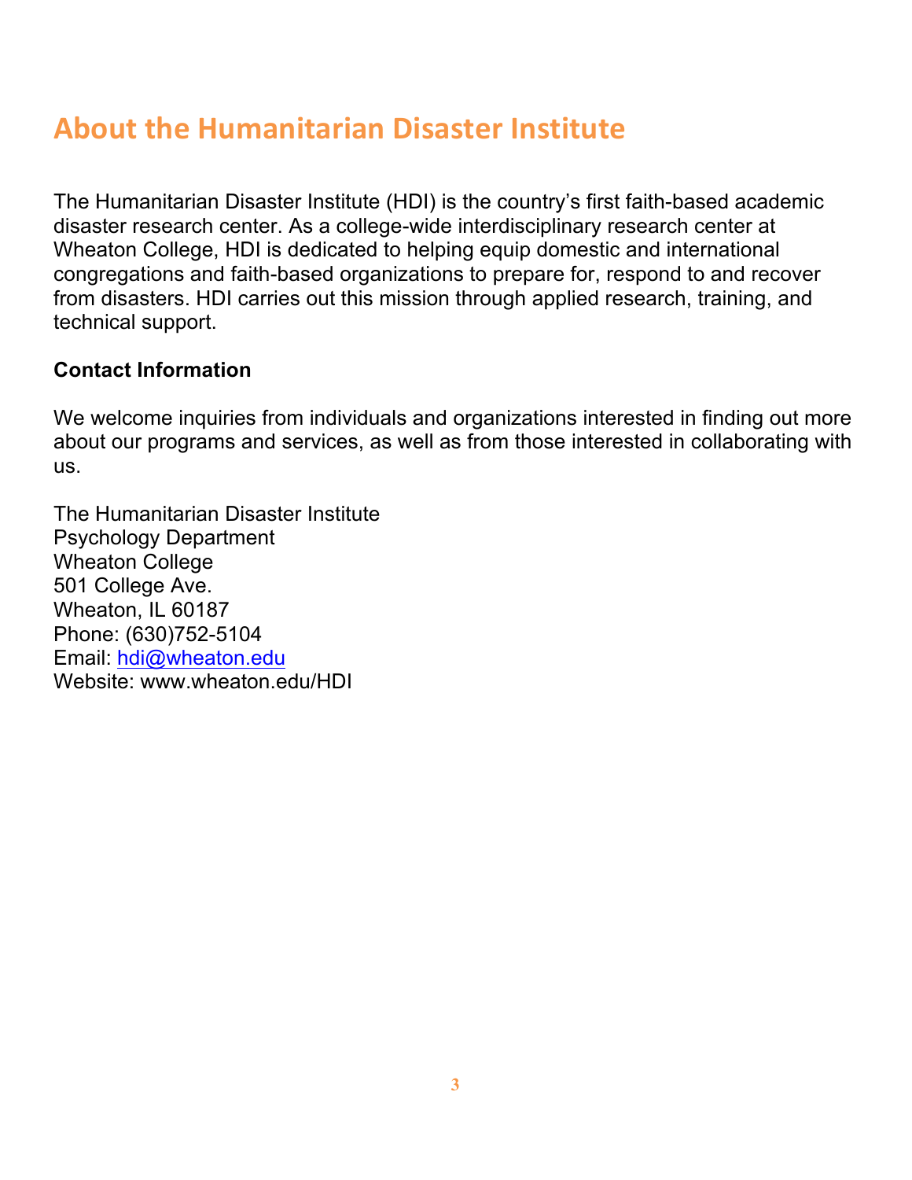# About the Humanitarian Disaster Institute

The Humanitarian Disaster Institute (HDI) is the country's first faith-based academic disaster research center. As a college-wide interdisciplinary research center at Wheaton College, HDI is dedicated to helping equip domestic and international congregations and faith-based organizations to prepare for, respond to and recover from disasters. HDI carries out this mission through applied research, training, and technical support.

**Contact Information**

We welcome inquiries from individuals and organizations interested in finding out more about our programs and services, as well as from those interested in collaborating with us.

The Humanitarian Disaster Institute  
Psychology Department  
Wheaton College  
501 College Ave.  
Wheaton, IL 60187  
Phone: (630)752-5104  
Email: hdi@wheaton.edu  
Website: www.wheaton.edu/HDI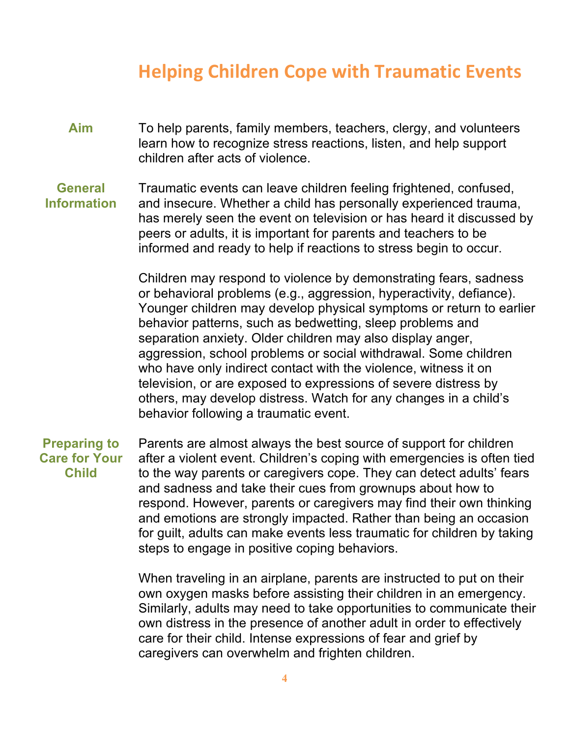# Helping Children Cope with Traumatic Events

## Aim

To help parents, family members, teachers, clergy, and volunteers learn how to recognize stress reactions, listen, and help support children after acts of violence.

## General Information

Traumatic events can leave children feeling frightened, confused, and insecure. Whether a child has personally experienced trauma, has merely seen the event on television or has heard it discussed by peers or adults, it is important for parents and teachers to be informed and ready to help if reactions to stress begin to occur.

Children may respond to violence by demonstrating fears, sadness or behavioral problems (e.g., aggression, hyperactivity, defiance). Younger children may develop physical symptoms or return to earlier behavior patterns, such as bedwetting, sleep problems and separation anxiety. Older children may also display anger, aggression, school problems or social withdrawal. Some children who have only indirect contact with the violence, witness it on television, or are exposed to expressions of severe distress by others, may develop distress. Watch for any changes in a child's behavior following a traumatic event.

## Preparing to Care for Your Child

Parents are almost always the best source of support for children after a violent event. Children's coping with emergencies is often tied to the way parents or caregivers cope. They can detect adults' fears and sadness and take their cues from grownups about how to respond. However, parents or caregivers may find their own thinking and emotions are strongly impacted. Rather than being an occasion for guilt, adults can make events less traumatic for children by taking steps to engage in positive coping behaviors.

When traveling in an airplane, parents are instructed to put on their own oxygen masks before assisting their children in an emergency. Similarly, adults may need to take opportunities to communicate their own distress in the presence of another adult in order to effectively care for their child. Intense expressions of fear and grief by caregivers can overwhelm and frighten children.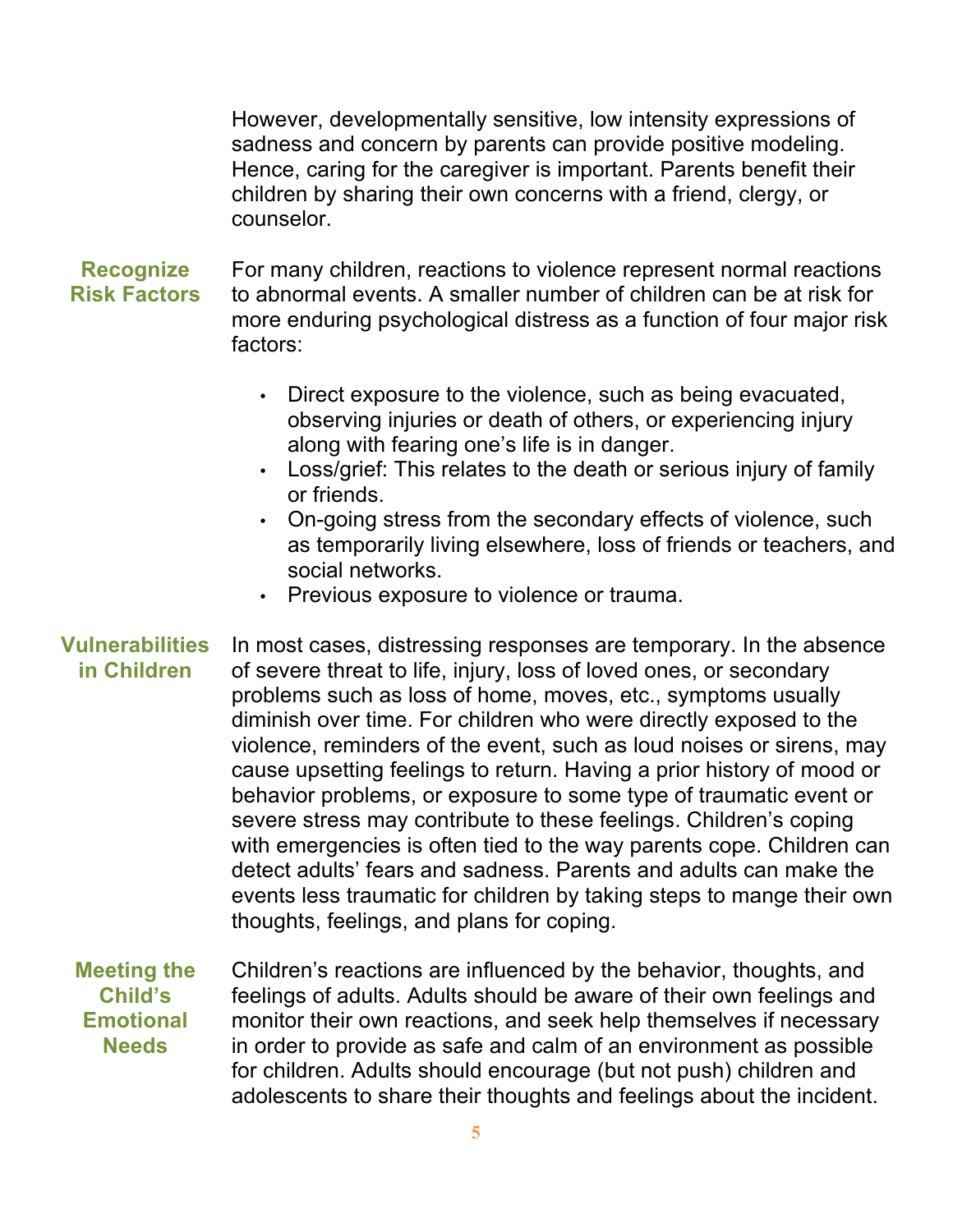However, developmentally sensitive, low intensity expressions of sadness and concern by parents can provide positive modeling. Hence, caring for the caregiver is important. Parents benefit their children by sharing their own concerns with a friend, clergy, or counselor.

## Recognize Risk Factors

For many children, reactions to violence represent normal reactions to abnormal events. A smaller number of children can be at risk for more enduring psychological distress as a function of four major risk factors:

- Direct exposure to the violence, such as being evacuated, observing injuries or death of others, or experiencing injury along with fearing one's life is in danger.
- Loss/grief: This relates to the death or serious injury of family or friends.
- On-going stress from the secondary effects of violence, such as temporarily living elsewhere, loss of friends or teachers, and social networks.
- Previous exposure to violence or trauma.

## Vulnerabilities in Children

In most cases, distressing responses are temporary. In the absence of severe threat to life, injury, loss of loved ones, or secondary problems such as loss of home, moves, etc., symptoms usually diminish over time. For children who were directly exposed to the violence, reminders of the event, such as loud noises or sirens, may cause upsetting feelings to return. Having a prior history of mood or behavior problems, or exposure to some type of traumatic event or severe stress may contribute to these feelings. Children's coping with emergencies is often tied to the way parents cope. Children can detect adults' fears and sadness. Parents and adults can make the events less traumatic for children by taking steps to mange their own thoughts, feelings, and plans for coping.

## Meeting the Child's Emotional Needs

Children's reactions are influenced by the behavior, thoughts, and feelings of adults. Adults should be aware of their own feelings and monitor their own reactions, and seek help themselves if necessary in order to provide as safe and calm of an environment as possible for children. Adults should encourage (but not push) children and adolescents to share their thoughts and feelings about the incident.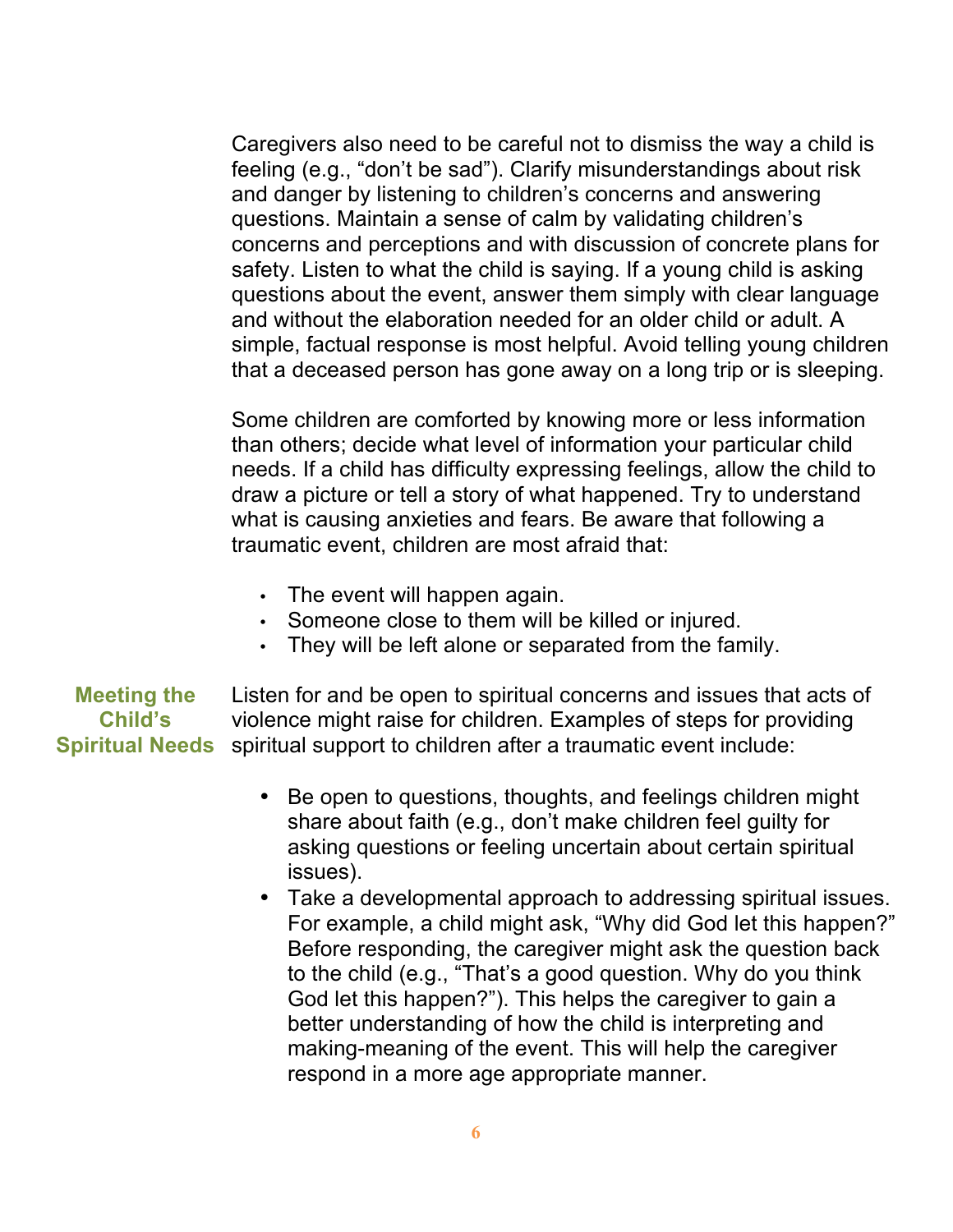Caregivers also need to be careful not to dismiss the way a child is feeling (e.g., “don’t be sad”). Clarify misunderstandings about risk and danger by listening to children’s concerns and answering questions. Maintain a sense of calm by validating children’s concerns and perceptions and with discussion of concrete plans for safety. Listen to what the child is saying. If a young child is asking questions about the event, answer them simply with clear language and without the elaboration needed for an older child or adult. A simple, factual response is most helpful. Avoid telling young children that a deceased person has gone away on a long trip or is sleeping.

Some children are comforted by knowing more or less information than others; decide what level of information your particular child needs. If a child has difficulty expressing feelings, allow the child to draw a picture or tell a story of what happened. Try to understand what is causing anxieties and fears. Be aware that following a traumatic event, children are most afraid that:

- The event will happen again.
- Someone close to them will be killed or injured.
- They will be left alone or separated from the family.

## Meeting the Child’s Spiritual Needs

Listen for and be open to spiritual concerns and issues that acts of violence might raise for children. Examples of steps for providing spiritual support to children after a traumatic event include:

- Be open to questions, thoughts, and feelings children might share about faith (e.g., don’t make children feel guilty for asking questions or feeling uncertain about certain spiritual issues).
- Take a developmental approach to addressing spiritual issues. For example, a child might ask, “Why did God let this happen?” Before responding, the caregiver might ask the question back to the child (e.g., “That’s a good question. Why do you think God let this happen?”). This helps the caregiver to gain a better understanding of how the child is interpreting and making-meaning of the event. This will help the caregiver respond in a more age appropriate manner.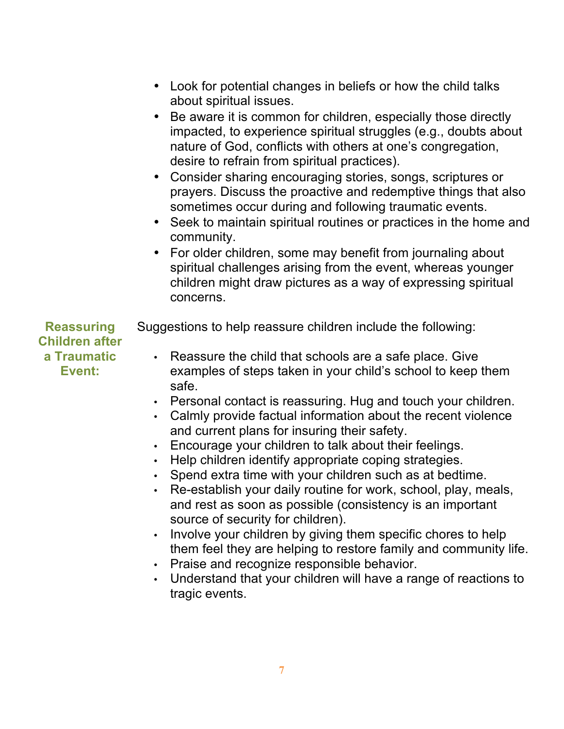- Look for potential changes in beliefs or how the child talks about spiritual issues.
- Be aware it is common for children, especially those directly impacted, to experience spiritual struggles (e.g., doubts about nature of God, conflicts with others at one's congregation, desire to refrain from spiritual practices).
- Consider sharing encouraging stories, songs, scriptures or prayers. Discuss the proactive and redemptive things that also sometimes occur during and following traumatic events.
- Seek to maintain spiritual routines or practices in the home and community.
- For older children, some may benefit from journaling about spiritual challenges arising from the event, whereas younger children might draw pictures as a way of expressing spiritual concerns.

### Reassuring Children after a Traumatic Event:

Suggestions to help reassure children include the following:

- Reassure the child that schools are a safe place. Give examples of steps taken in your child's school to keep them safe.
- Personal contact is reassuring. Hug and touch your children.
- Calmly provide factual information about the recent violence and current plans for insuring their safety.
- Encourage your children to talk about their feelings.
- Help children identify appropriate coping strategies.
- Spend extra time with your children such as at bedtime.
- Re-establish your daily routine for work, school, play, meals, and rest as soon as possible (consistency is an important source of security for children).
- Involve your children by giving them specific chores to help them feel they are helping to restore family and community life.
- Praise and recognize responsible behavior.
- Understand that your children will have a range of reactions to tragic events.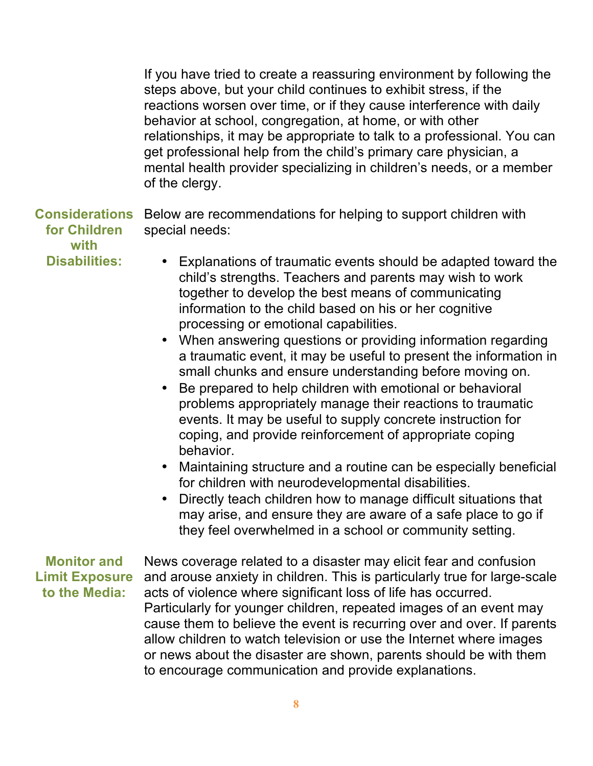If you have tried to create a reassuring environment by following the steps above, but your child continues to exhibit stress, if the reactions worsen over time, or if they cause interference with daily behavior at school, congregation, at home, or with other relationships, it may be appropriate to talk to a professional. You can get professional help from the child's primary care physician, a mental health provider specializing in children's needs, or a member of the clergy.

**Considerations for Children with Disabilities:** Below are recommendations for helping to support children with special needs:

- Explanations of traumatic events should be adapted toward the child's strengths. Teachers and parents may wish to work together to develop the best means of communicating information to the child based on his or her cognitive processing or emotional capabilities.
- When answering questions or providing information regarding a traumatic event, it may be useful to present the information in small chunks and ensure understanding before moving on.
- Be prepared to help children with emotional or behavioral problems appropriately manage their reactions to traumatic events. It may be useful to supply concrete instruction for coping, and provide reinforcement of appropriate coping behavior.
- Maintaining structure and a routine can be especially beneficial for children with neurodevelopmental disabilities.
- Directly teach children how to manage difficult situations that may arise, and ensure they are aware of a safe place to go if they feel overwhelmed in a school or community setting.

**Monitor and Limit Exposure to the Media:** News coverage related to a disaster may elicit fear and confusion and arouse anxiety in children. This is particularly true for large-scale acts of violence where significant loss of life has occurred. Particularly for younger children, repeated images of an event may cause them to believe the event is recurring over and over. If parents allow children to watch television or use the Internet where images or news about the disaster are shown, parents should be with them to encourage communication and provide explanations.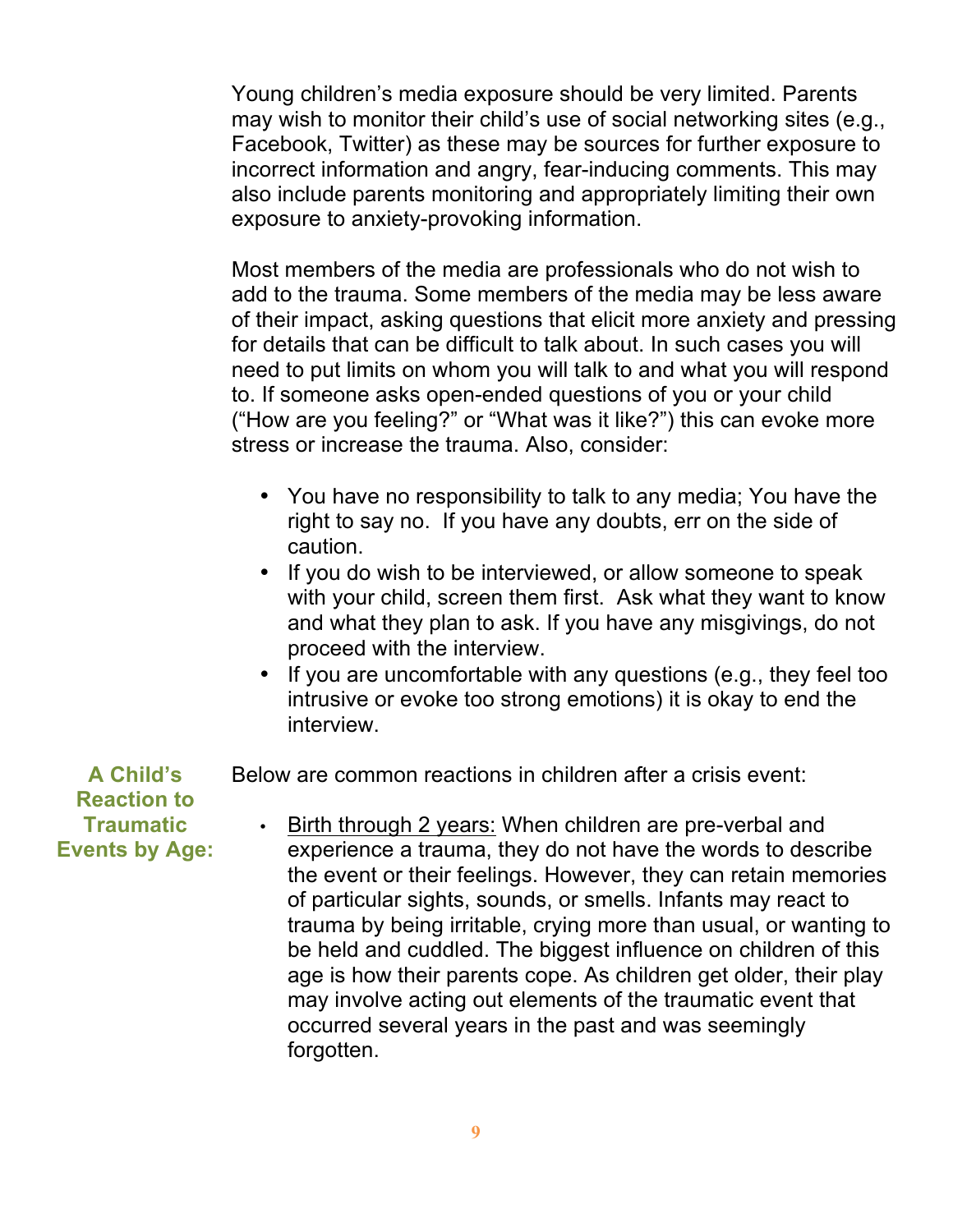Young children's media exposure should be very limited. Parents may wish to monitor their child's use of social networking sites (e.g., Facebook, Twitter) as these may be sources for further exposure to incorrect information and angry, fear-inducing comments. This may also include parents monitoring and appropriately limiting their own exposure to anxiety-provoking information.

Most members of the media are professionals who do not wish to add to the trauma. Some members of the media may be less aware of their impact, asking questions that elicit more anxiety and pressing for details that can be difficult to talk about. In such cases you will need to put limits on whom you will talk to and what you will respond to. If someone asks open-ended questions of you or your child ("How are you feeling?" or "What was it like?") this can evoke more stress or increase the trauma. Also, consider:

- You have no responsibility to talk to any media; You have the right to say no. If you have any doubts, err on the side of caution.
- If you do wish to be interviewed, or allow someone to speak with your child, screen them first. Ask what they want to know and what they plan to ask. If you have any misgivings, do not proceed with the interview.
- If you are uncomfortable with any questions (e.g., they feel too intrusive or evoke too strong emotions) it is okay to end the interview.

## A Child's Reaction to Traumatic Events by Age:

Below are common reactions in children after a crisis event:

- Birth through 2 years: When children are pre-verbal and experience a trauma, they do not have the words to describe the event or their feelings. However, they can retain memories of particular sights, sounds, or smells. Infants may react to trauma by being irritable, crying more than usual, or wanting to be held and cuddled. The biggest influence on children of this age is how their parents cope. As children get older, their play may involve acting out elements of the traumatic event that occurred several years in the past and was seemingly forgotten.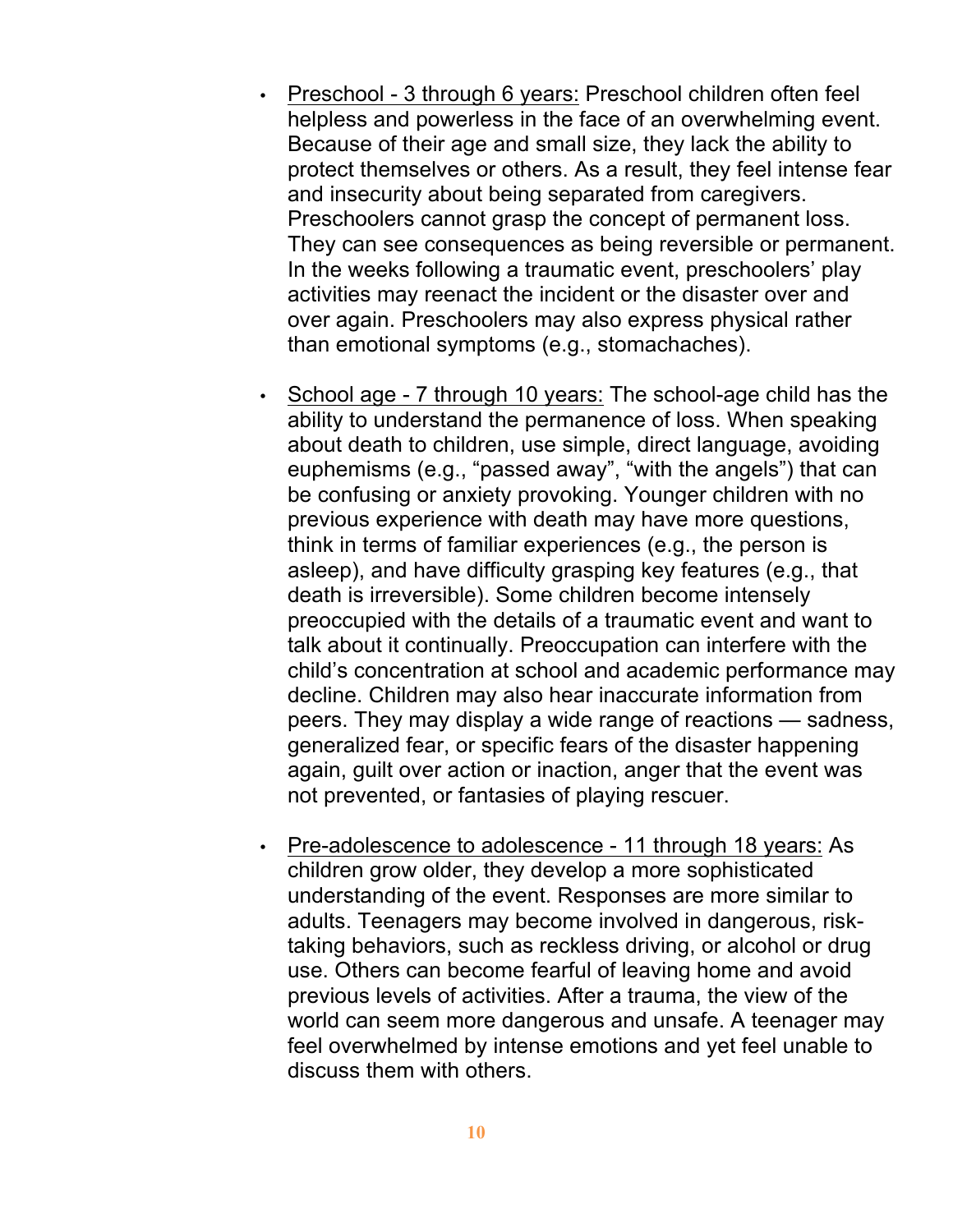- Preschool - 3 through 6 years: Preschool children often feel helpless and powerless in the face of an overwhelming event. Because of their age and small size, they lack the ability to protect themselves or others. As a result, they feel intense fear and insecurity about being separated from caregivers. Preschoolers cannot grasp the concept of permanent loss. They can see consequences as being reversible or permanent. In the weeks following a traumatic event, preschoolers' play activities may reenact the incident or the disaster over and over again. Preschoolers may also express physical rather than emotional symptoms (e.g., stomachaches).

- School age - 7 through 10 years: The school-age child has the ability to understand the permanence of loss. When speaking about death to children, use simple, direct language, avoiding euphemisms (e.g., "passed away", "with the angels") that can be confusing or anxiety provoking. Younger children with no previous experience with death may have more questions, think in terms of familiar experiences (e.g., the person is asleep), and have difficulty grasping key features (e.g., that death is irreversible). Some children become intensely preoccupied with the details of a traumatic event and want to talk about it continually. Preoccupation can interfere with the child's concentration at school and academic performance may decline. Children may also hear inaccurate information from peers. They may display a wide range of reactions — sadness, generalized fear, or specific fears of the disaster happening again, guilt over action or inaction, anger that the event was not prevented, or fantasies of playing rescuer.

- Pre-adolescence to adolescence - 11 through 18 years: As children grow older, they develop a more sophisticated understanding of the event. Responses are more similar to adults. Teenagers may become involved in dangerous, risk-taking behaviors, such as reckless driving, or alcohol or drug use. Others can become fearful of leaving home and avoid previous levels of activities. After a trauma, the view of the world can seem more dangerous and unsafe. A teenager may feel overwhelmed by intense emotions and yet feel unable to discuss them with others.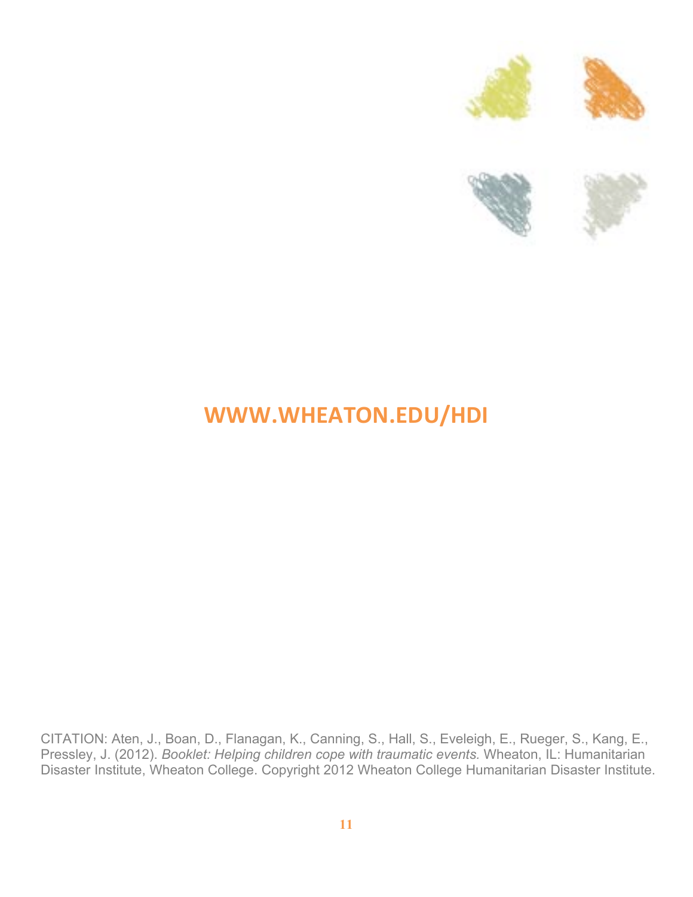**WWW.WHEATON.EDU/HDI**

CITATION: Aten, J., Boan, D., Flanagan, K., Canning, S., Hall, S., Eveleigh, E., Rueger, S., Kang, E., Pressley, J. (2012). *Booklet: Helping children cope with traumatic events.* Wheaton, IL: Humanitarian Disaster Institute, Wheaton College. Copyright 2012 Wheaton College Humanitarian Disaster Institute.